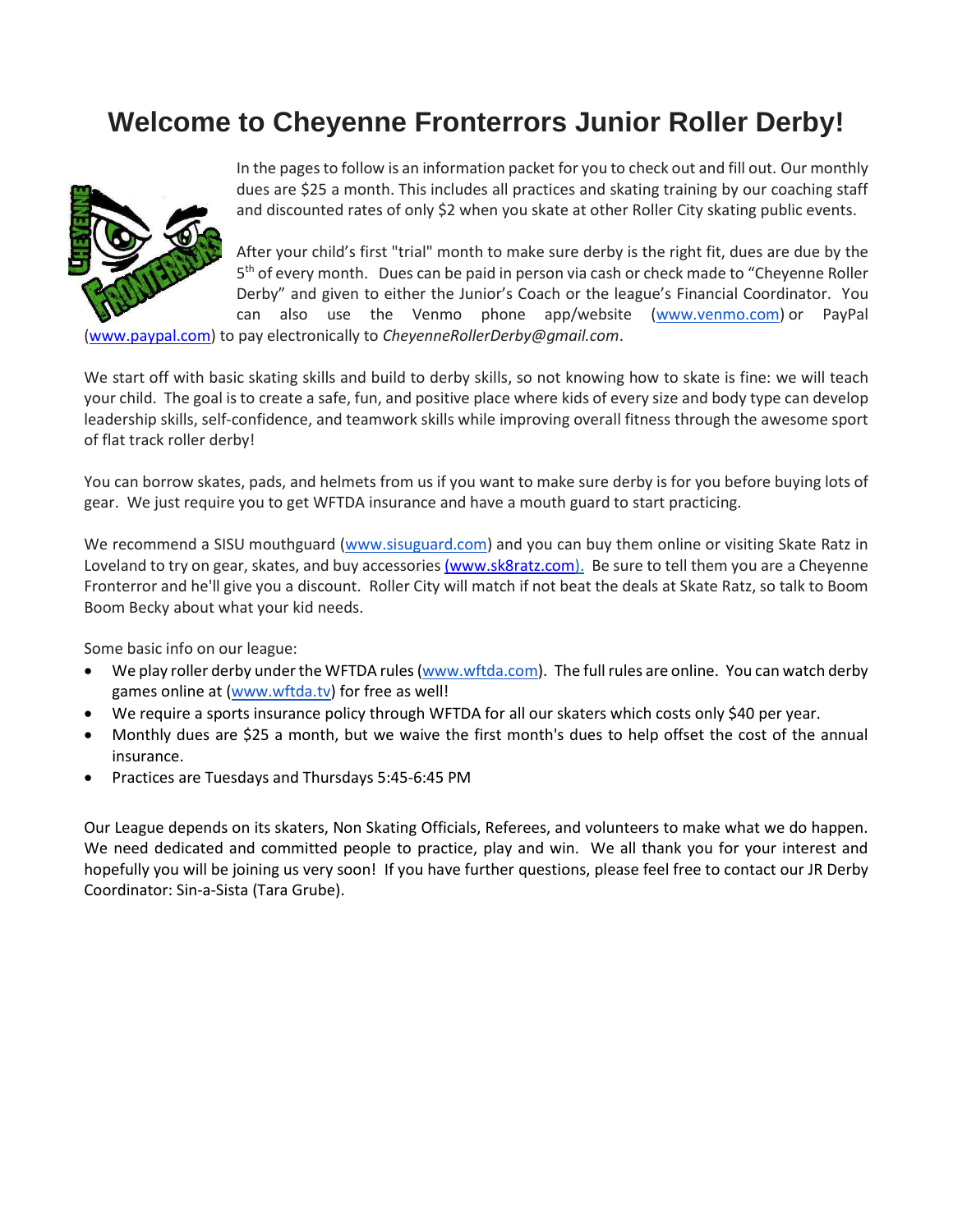# Welcome to Cheyenne Fronterrors Junior Roller Derby!

In the pages to follow is an information packet for you to check out and fill out. Our monthly dues are $25 a month. This includes all practices and skating training by our coaching staff and discounted rates of only $2 when you skate at other Roller City skating public events.

After your child's first "trial" month to make sure derby is the right fit, dues are due by the 5th of every month. Dues can be paid in person via cash or check made to "Cheyenne Roller Derby" and given to either the Junior's Coach or the league's Financial Coordinator. You can also use the Venmo phone app/website (www.venmo.com) or PayPal (www.paypal.com) to pay electronically to *CheyenneRollerDerby@gmail.com*.

We start off with basic skating skills and build to derby skills, so not knowing how to skate is fine: we will teach your child. The goal is to create a safe, fun, and positive place where kids of every size and body type can develop leadership skills, self-confidence, and teamwork skills while improving overall fitness through the awesome sport of flat track roller derby!

You can borrow skates, pads, and helmets from us if you want to make sure derby is for you before buying lots of gear. We just require you to get WFTDA insurance and have a mouth guard to start practicing.

We recommend a SISU mouthguard (www.sisuguard.com) and you can buy them online or visiting Skate Ratz in Loveland to try on gear, skates, and buy accessories (www.sk8ratz.com). Be sure to tell them you are a Cheyenne Fronterror and he'll give you a discount. Roller City will match if not beat the deals at Skate Ratz, so talk to Boom Boom Becky about what your kid needs.

Some basic info on our league:

- We play roller derby under the WFTDA rules (www.wftda.com). The full rules are online. You can watch derby games online at (www.wftda.tv) for free as well!
- We require a sports insurance policy through WFTDA for all our skaters which costs only $40 per year.
- Monthly dues are $25 a month, but we waive the first month's dues to help offset the cost of the annual insurance.
- Practices are Tuesdays and Thursdays 5:45-6:45 PM

Our League depends on its skaters, Non Skating Officials, Referees, and volunteers to make what we do happen. We need dedicated and committed people to practice, play and win. We all thank you for your interest and hopefully you will be joining us very soon! If you have further questions, please feel free to contact our JR Derby Coordinator: Sin-a-Sista (Tara Grube).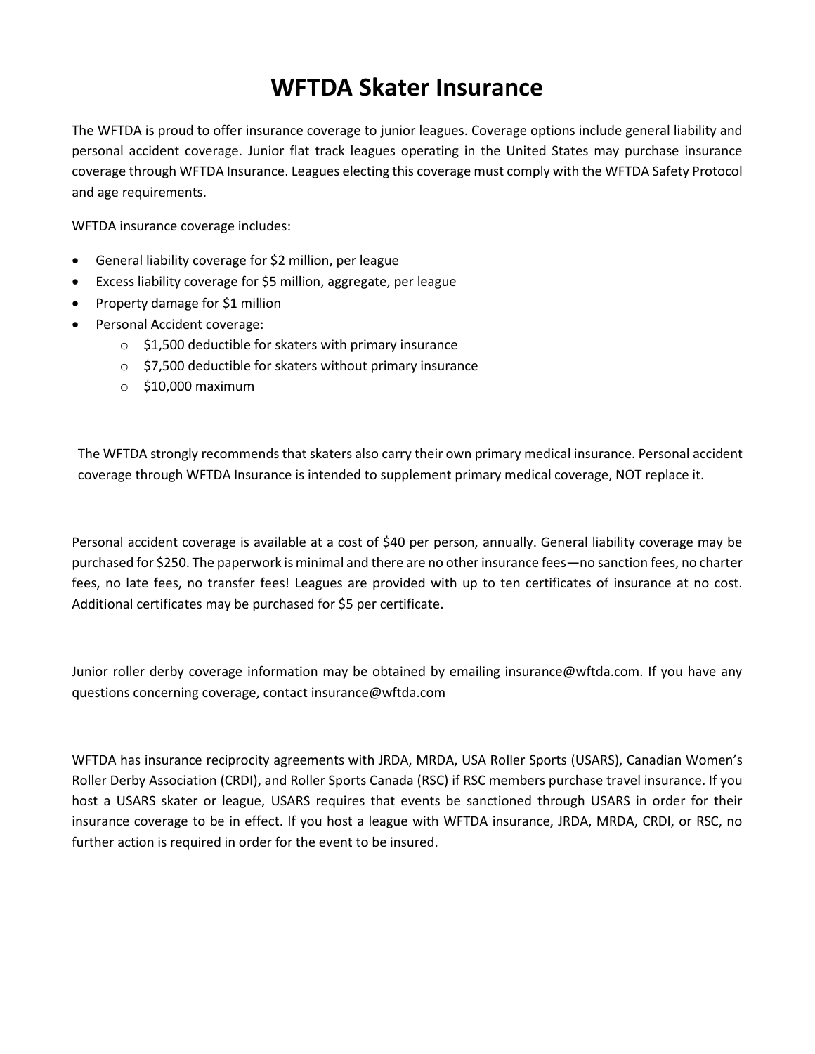# WFTDA Skater Insurance

The WFTDA is proud to offer insurance coverage to junior leagues. Coverage options include general liability and personal accident coverage. Junior flat track leagues operating in the United States may purchase insurance coverage through WFTDA Insurance. Leagues electing this coverage must comply with the WFTDA Safety Protocol and age requirements.

WFTDA insurance coverage includes:

- General liability coverage for $2 million, per league
- Excess liability coverage for $5 million, aggregate, per league
- Property damage for $1 million
- Personal Accident coverage:
    - $1,500 deductible for skaters with primary insurance
    - $7,500 deductible for skaters without primary insurance
    - $10,000 maximum

The WFTDA strongly recommends that skaters also carry their own primary medical insurance. Personal accident coverage through WFTDA Insurance is intended to supplement primary medical coverage, NOT replace it.

Personal accident coverage is available at a cost of $40 per person, annually. General liability coverage may be purchased for $250. The paperwork is minimal and there are no other insurance fees—no sanction fees, no charter fees, no late fees, no transfer fees! Leagues are provided with up to ten certificates of insurance at no cost. Additional certificates may be purchased for $5 per certificate.

Junior roller derby coverage information may be obtained by emailing insurance@wftda.com. If you have any questions concerning coverage, contact insurance@wftda.com

WFTDA has insurance reciprocity agreements with JRDA, MRDA, USA Roller Sports (USARS), Canadian Women's Roller Derby Association (CRDI), and Roller Sports Canada (RSC) if RSC members purchase travel insurance. If you host a USARS skater or league, USARS requires that events be sanctioned through USARS in order for their insurance coverage to be in effect. If you host a league with WFTDA insurance, JRDA, MRDA, CRDI, or RSC, no further action is required in order for the event to be insured.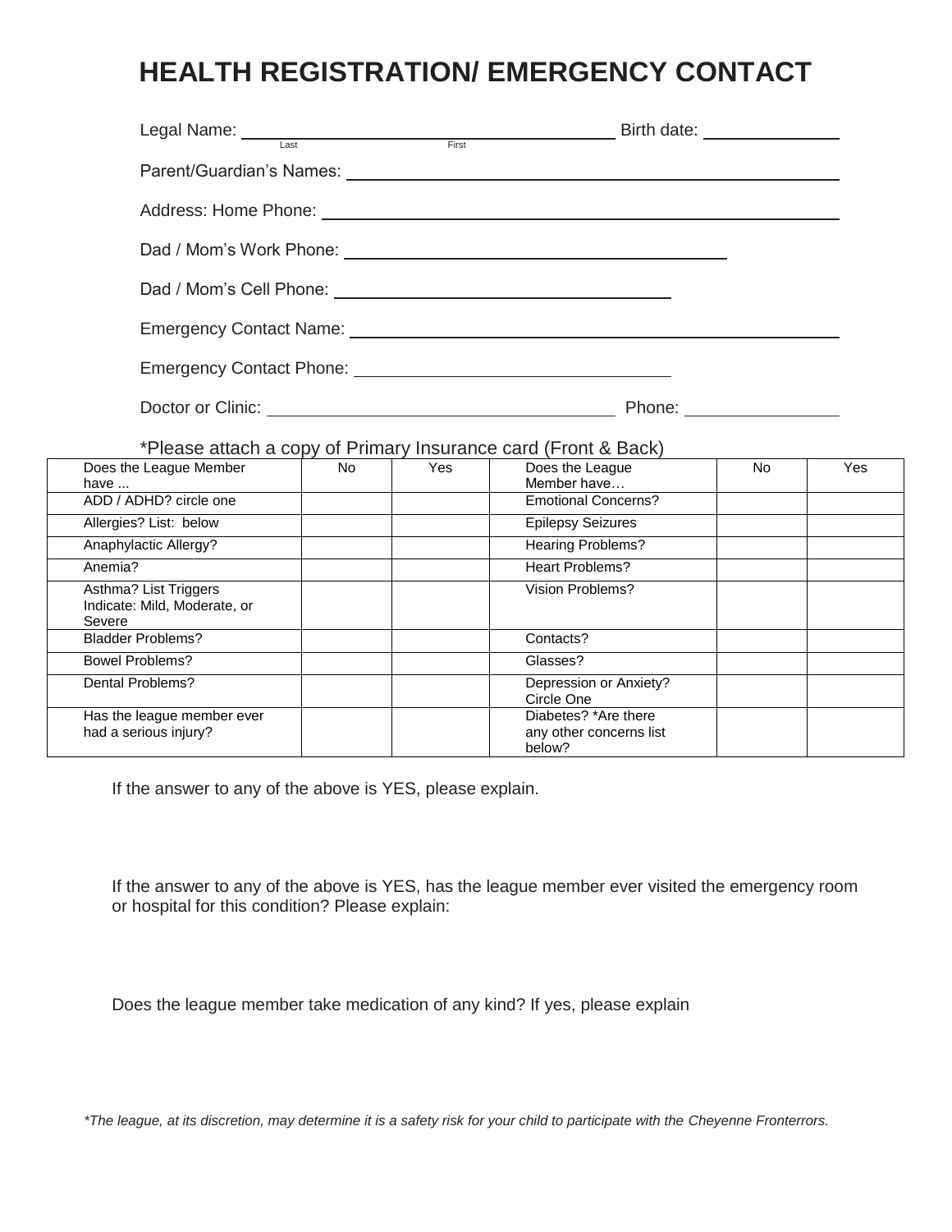# HEALTH REGISTRATION/ EMERGENCY CONTACT

Legal Name: ______________________________ Birth date: ______________
(Last) (First)

Parent/Guardian's Names: ______________________________

Address: Home Phone: ______________________________

Dad / Mom's Work Phone: ______________________________

Dad / Mom's Cell Phone: ______________________________

Emergency Contact Name: ______________________________

Emergency Contact Phone: ______________________________

Doctor or Clinic: ______________________________ Phone: ______________

*Please attach a copy of Primary Insurance card (Front & Back)

| Does the League Member have ... | No | Yes | Does the League Member have… | No | Yes |
|---|---|---|---|---|---|
| ADD / ADHD? circle one | | | Emotional Concerns? | | |
| Allergies? List: below | | | Epilepsy Seizures | | |
| Anaphylactic Allergy? | | | Hearing Problems? | | |
| Anemia? | | | Heart Problems? | | |
| Asthma? List Triggers Indicate: Mild, Moderate, or Severe | | | Vision Problems? | | |
| Bladder Problems? | | | Contacts? | | |
| Bowel Problems? | | | Glasses? | | |
| Dental Problems? | | | Depression or Anxiety? Circle One | | |
| Has the league member ever had a serious injury? | | | Diabetes? *Are there any other concerns list below? | | |

If the answer to any of the above is YES, please explain.

If the answer to any of the above is YES, has the league member ever visited the emergency room or hospital for this condition? Please explain:

Does the league member take medication of any kind? If yes, please explain

*\*The league, at its discretion, may determine it is a safety risk for your child to participate with the Cheyenne Fronterrors.*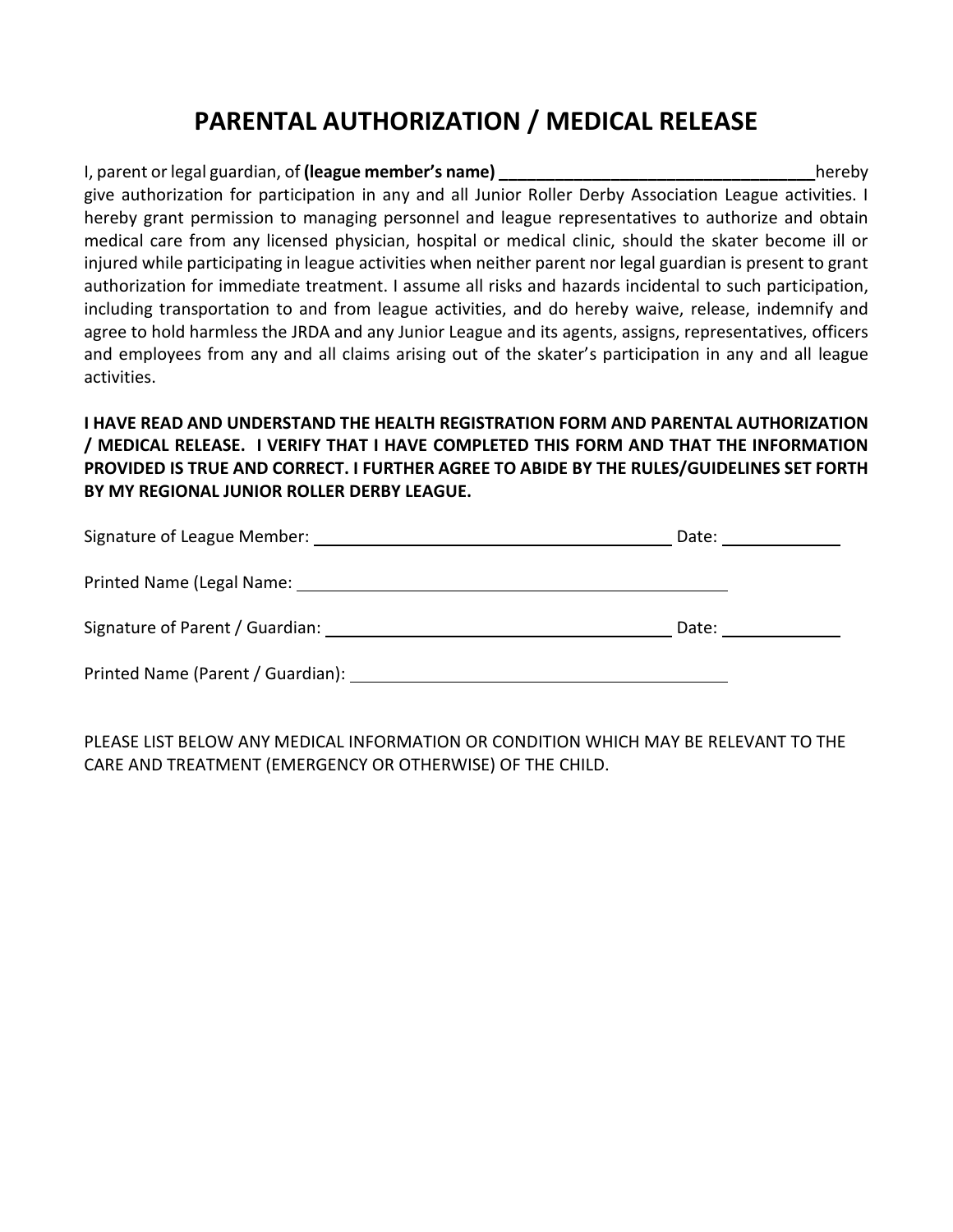# PARENTAL AUTHORIZATION / MEDICAL RELEASE

I, parent or legal guardian, of **(league member's name) ___________________________________** hereby give authorization for participation in any and all Junior Roller Derby Association League activities. I hereby grant permission to managing personnel and league representatives to authorize and obtain medical care from any licensed physician, hospital or medical clinic, should the skater become ill or injured while participating in league activities when neither parent nor legal guardian is present to grant authorization for immediate treatment. I assume all risks and hazards incidental to such participation, including transportation to and from league activities, and do hereby waive, release, indemnify and agree to hold harmless the JRDA and any Junior League and its agents, assigns, representatives, officers and employees from any and all claims arising out of the skater's participation in any and all league activities.

**I HAVE READ AND UNDERSTAND THE HEALTH REGISTRATION FORM AND PARENTAL AUTHORIZATION / MEDICAL RELEASE. I VERIFY THAT I HAVE COMPLETED THIS FORM AND THAT THE INFORMATION PROVIDED IS TRUE AND CORRECT. I FURTHER AGREE TO ABIDE BY THE RULES/GUIDELINES SET FORTH BY MY REGIONAL JUNIOR ROLLER DERBY LEAGUE.**

Signature of League Member: ________________________________________ Date: _____________

Printed Name (Legal Name: ________________________________________________

Signature of Parent / Guardian: ______________________________________ Date: _____________

Printed Name (Parent / Guardian): __________________________________________

PLEASE LIST BELOW ANY MEDICAL INFORMATION OR CONDITION WHICH MAY BE RELEVANT TO THE CARE AND TREATMENT (EMERGENCY OR OTHERWISE) OF THE CHILD.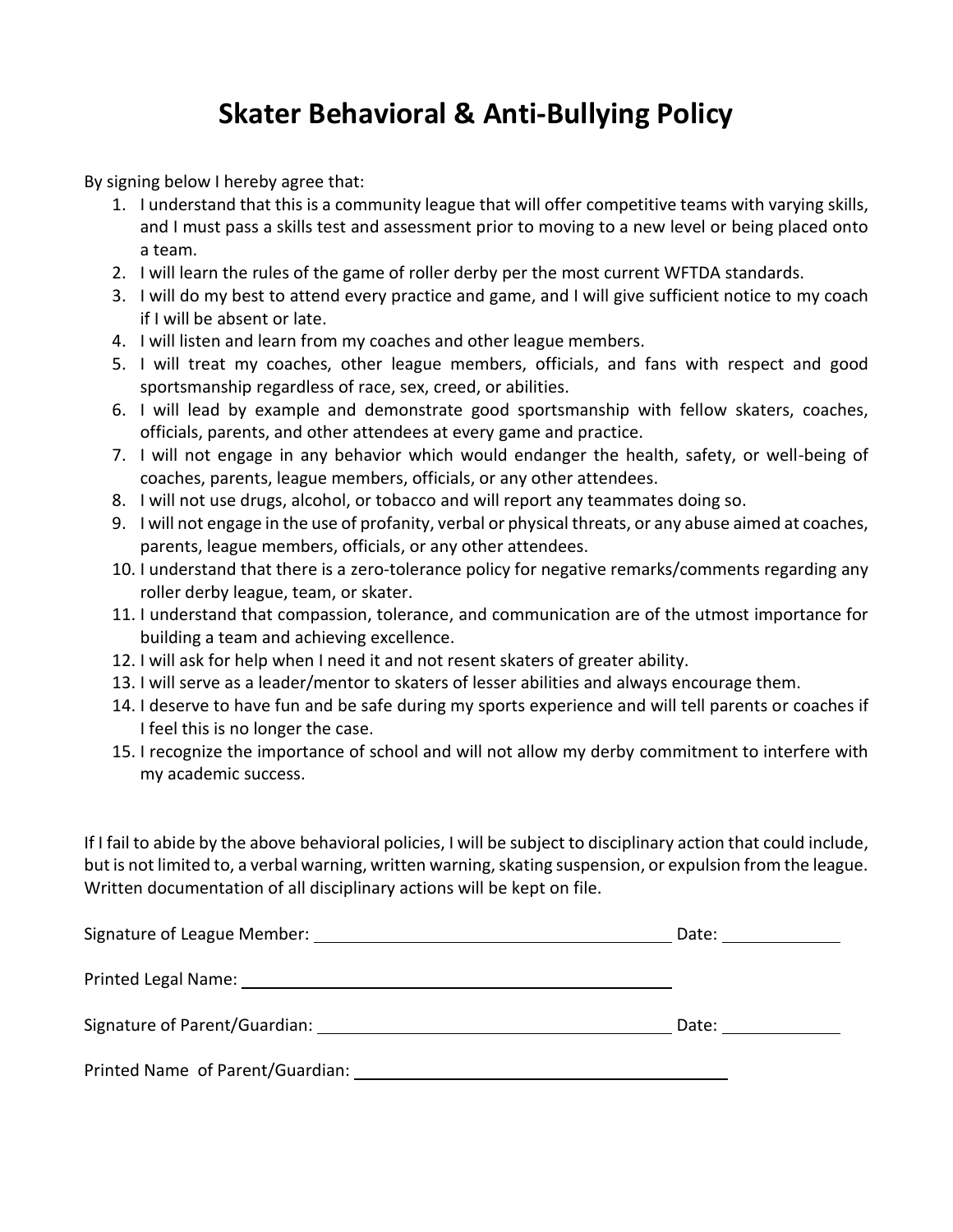# Skater Behavioral & Anti-Bullying Policy

By signing below I hereby agree that:

1. I understand that this is a community league that will offer competitive teams with varying skills, and I must pass a skills test and assessment prior to moving to a new level or being placed onto a team.
2. I will learn the rules of the game of roller derby per the most current WFTDA standards.
3. I will do my best to attend every practice and game, and I will give sufficient notice to my coach if I will be absent or late.
4. I will listen and learn from my coaches and other league members.
5. I will treat my coaches, other league members, officials, and fans with respect and good sportsmanship regardless of race, sex, creed, or abilities.
6. I will lead by example and demonstrate good sportsmanship with fellow skaters, coaches, officials, parents, and other attendees at every game and practice.
7. I will not engage in any behavior which would endanger the health, safety, or well-being of coaches, parents, league members, officials, or any other attendees.
8. I will not use drugs, alcohol, or tobacco and will report any teammates doing so.
9. I will not engage in the use of profanity, verbal or physical threats, or any abuse aimed at coaches, parents, league members, officials, or any other attendees.
10. I understand that there is a zero-tolerance policy for negative remarks/comments regarding any roller derby league, team, or skater.
11. I understand that compassion, tolerance, and communication are of the utmost importance for building a team and achieving excellence.
12. I will ask for help when I need it and not resent skaters of greater ability.
13. I will serve as a leader/mentor to skaters of lesser abilities and always encourage them.
14. I deserve to have fun and be safe during my sports experience and will tell parents or coaches if I feel this is no longer the case.
15. I recognize the importance of school and will not allow my derby commitment to interfere with my academic success.

If I fail to abide by the above behavioral policies, I will be subject to disciplinary action that could include, but is not limited to, a verbal warning, written warning, skating suspension, or expulsion from the league. Written documentation of all disciplinary actions will be kept on file.

Signature of League Member: ________________________________ Date: ____________

Printed Legal Name: ________________________________________

Signature of Parent/Guardian: ________________________________ Date: ____________

Printed Name of Parent/Guardian: ____________________________________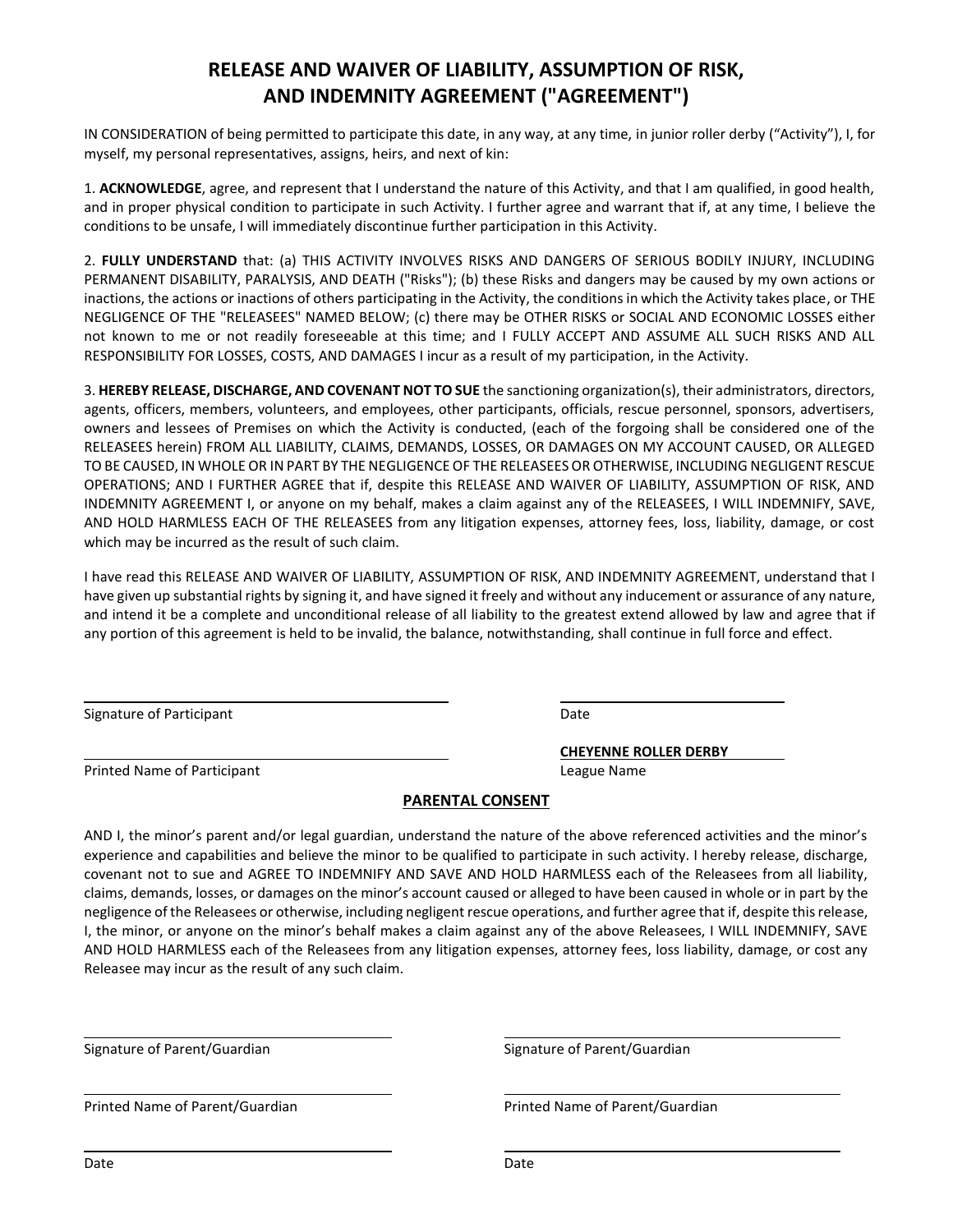# RELEASE AND WAIVER OF LIABILITY, ASSUMPTION OF RISK, AND INDEMNITY AGREEMENT ("AGREEMENT")

IN CONSIDERATION of being permitted to participate this date, in any way, at any time, in junior roller derby ("Activity"), I, for myself, my personal representatives, assigns, heirs, and next of kin:

1. **ACKNOWLEDGE**, agree, and represent that I understand the nature of this Activity, and that I am qualified, in good health, and in proper physical condition to participate in such Activity. I further agree and warrant that if, at any time, I believe the conditions to be unsafe, I will immediately discontinue further participation in this Activity.

2. **FULLY UNDERSTAND** that: (a) THIS ACTIVITY INVOLVES RISKS AND DANGERS OF SERIOUS BODILY INJURY, INCLUDING PERMANENT DISABILITY, PARALYSIS, AND DEATH ("Risks"); (b) these Risks and dangers may be caused by my own actions or inactions, the actions or inactions of others participating in the Activity, the conditions in which the Activity takes place, or THE NEGLIGENCE OF THE "RELEASEES" NAMED BELOW; (c) there may be OTHER RISKS or SOCIAL AND ECONOMIC LOSSES either not known to me or not readily foreseeable at this time; and I FULLY ACCEPT AND ASSUME ALL SUCH RISKS AND ALL RESPONSIBILITY FOR LOSSES, COSTS, AND DAMAGES I incur as a result of my participation, in the Activity.

3. **HEREBY RELEASE, DISCHARGE, AND COVENANT NOT TO SUE** the sanctioning organization(s), their administrators, directors, agents, officers, members, volunteers, and employees, other participants, officials, rescue personnel, sponsors, advertisers, owners and lessees of Premises on which the Activity is conducted, (each of the forgoing shall be considered one of the RELEASEES herein) FROM ALL LIABILITY, CLAIMS, DEMANDS, LOSSES, OR DAMAGES ON MY ACCOUNT CAUSED, OR ALLEGED TO BE CAUSED, IN WHOLE OR IN PART BY THE NEGLIGENCE OF THE RELEASEES OR OTHERWISE, INCLUDING NEGLIGENT RESCUE OPERATIONS; AND I FURTHER AGREE that if, despite this RELEASE AND WAIVER OF LIABILITY, ASSUMPTION OF RISK, AND INDEMNITY AGREEMENT I, or anyone on my behalf, makes a claim against any of the RELEASEES, I WILL INDEMNIFY, SAVE, AND HOLD HARMLESS EACH OF THE RELEASEES from any litigation expenses, attorney fees, loss, liability, damage, or cost which may be incurred as the result of such claim.

I have read this RELEASE AND WAIVER OF LIABILITY, ASSUMPTION OF RISK, AND INDEMNITY AGREEMENT, understand that I have given up substantial rights by signing it, and have signed it freely and without any inducement or assurance of any nature, and intend it be a complete and unconditional release of all liability to the greatest extend allowed by law and agree that if any portion of this agreement is held to be invalid, the balance, notwithstanding, shall continue in full force and effect.

Signature of Participant ______________________ Date ______________________

Printed Name of Participant ______________________ **CHEYENNE ROLLER DERBY**
League Name

## PARENTAL CONSENT

AND I, the minor's parent and/or legal guardian, understand the nature of the above referenced activities and the minor's experience and capabilities and believe the minor to be qualified to participate in such activity. I hereby release, discharge, covenant not to sue and AGREE TO INDEMNIFY AND SAVE AND HOLD HARMLESS each of the Releasees from all liability, claims, demands, losses, or damages on the minor's account caused or alleged to have been caused in whole or in part by the negligence of the Releasees or otherwise, including negligent rescue operations, and further agree that if, despite this release, I, the minor, or anyone on the minor's behalf makes a claim against any of the above Releasees, I WILL INDEMNIFY, SAVE AND HOLD HARMLESS each of the Releasees from any litigation expenses, attorney fees, loss liability, damage, or cost any Releasee may incur as the result of any such claim.

Signature of Parent/Guardian ______________________ Signature of Parent/Guardian ______________________

Printed Name of Parent/Guardian ______________________ Printed Name of Parent/Guardian ______________________

Date ______________________ Date ______________________